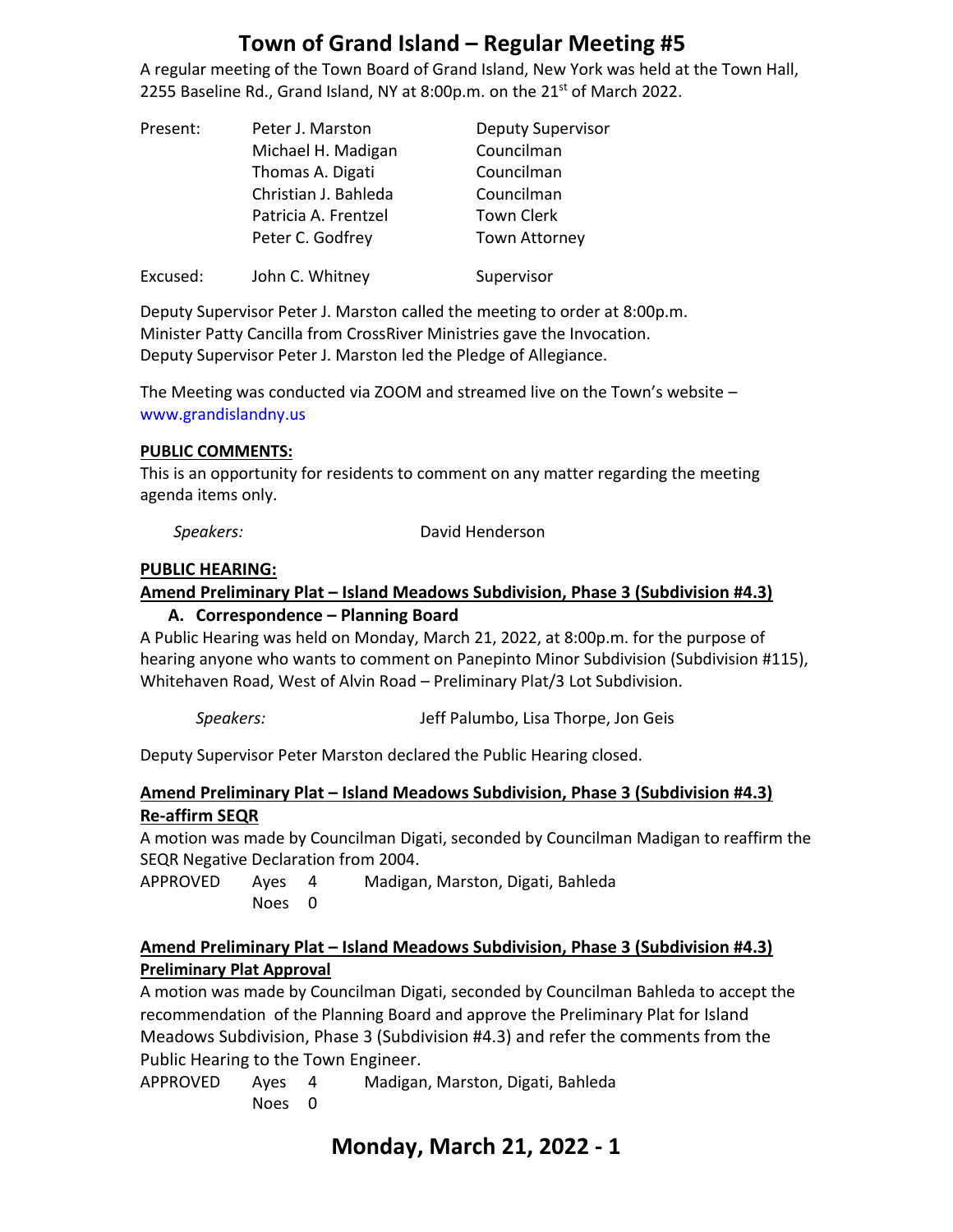# Town of Grand Island – Regular Meeting #5

A regular meeting of the Town Board of Grand Island, New York was held at the Town Hall, 2255 Baseline Rd., Grand Island, NY at 8:00p.m. on the 21st of March 2022.

| Present: | Peter J. Marston | Deputy Supervisor |
|---|---|---|
| | Michael H. Madigan | Councilman |
| | Thomas A. Digati | Councilman |
| | Christian J. Bahleda | Councilman |
| | Patricia A. Frentzel | Town Clerk |
| | Peter C. Godfrey | Town Attorney |
| Excused: | John C. Whitney | Supervisor |

Deputy Supervisor Peter J. Marston called the meeting to order at 8:00p.m.
Minister Patty Cancilla from CrossRiver Ministries gave the Invocation.
Deputy Supervisor Peter J. Marston led the Pledge of Allegiance.

The Meeting was conducted via ZOOM and streamed live on the Town's website – www.grandislandny.us

**PUBLIC COMMENTS:**
This is an opportunity for residents to comment on any matter regarding the meeting agenda items only.

*Speakers:* David Henderson

**PUBLIC HEARING:**

**Amend Preliminary Plat – Island Meadows Subdivision, Phase 3 (Subdivision #4.3)**

**A. Correspondence – Planning Board**

A Public Hearing was held on Monday, March 21, 2022, at 8:00p.m. for the purpose of hearing anyone who wants to comment on Panepinto Minor Subdivision (Subdivision #115), Whitehaven Road, West of Alvin Road – Preliminary Plat/3 Lot Subdivision.

*Speakers:* Jeff Palumbo, Lisa Thorpe, Jon Geis

Deputy Supervisor Peter Marston declared the Public Hearing closed.

**Amend Preliminary Plat – Island Meadows Subdivision, Phase 3 (Subdivision #4.3)**
**Re-affirm SEQR**

A motion was made by Councilman Digati, seconded by Councilman Madigan to reaffirm the SEQR Negative Declaration from 2004.

APPROVED Ayes 4 Madigan, Marston, Digati, Bahleda
Noes 0

**Amend Preliminary Plat – Island Meadows Subdivision, Phase 3 (Subdivision #4.3)**
**Preliminary Plat Approval**

A motion was made by Councilman Digati, seconded by Councilman Bahleda to accept the recommendation of the Planning Board and approve the Preliminary Plat for Island Meadows Subdivision, Phase 3 (Subdivision #4.3) and refer the comments from the Public Hearing to the Town Engineer.

APPROVED Ayes 4 Madigan, Marston, Digati, Bahleda
Noes 0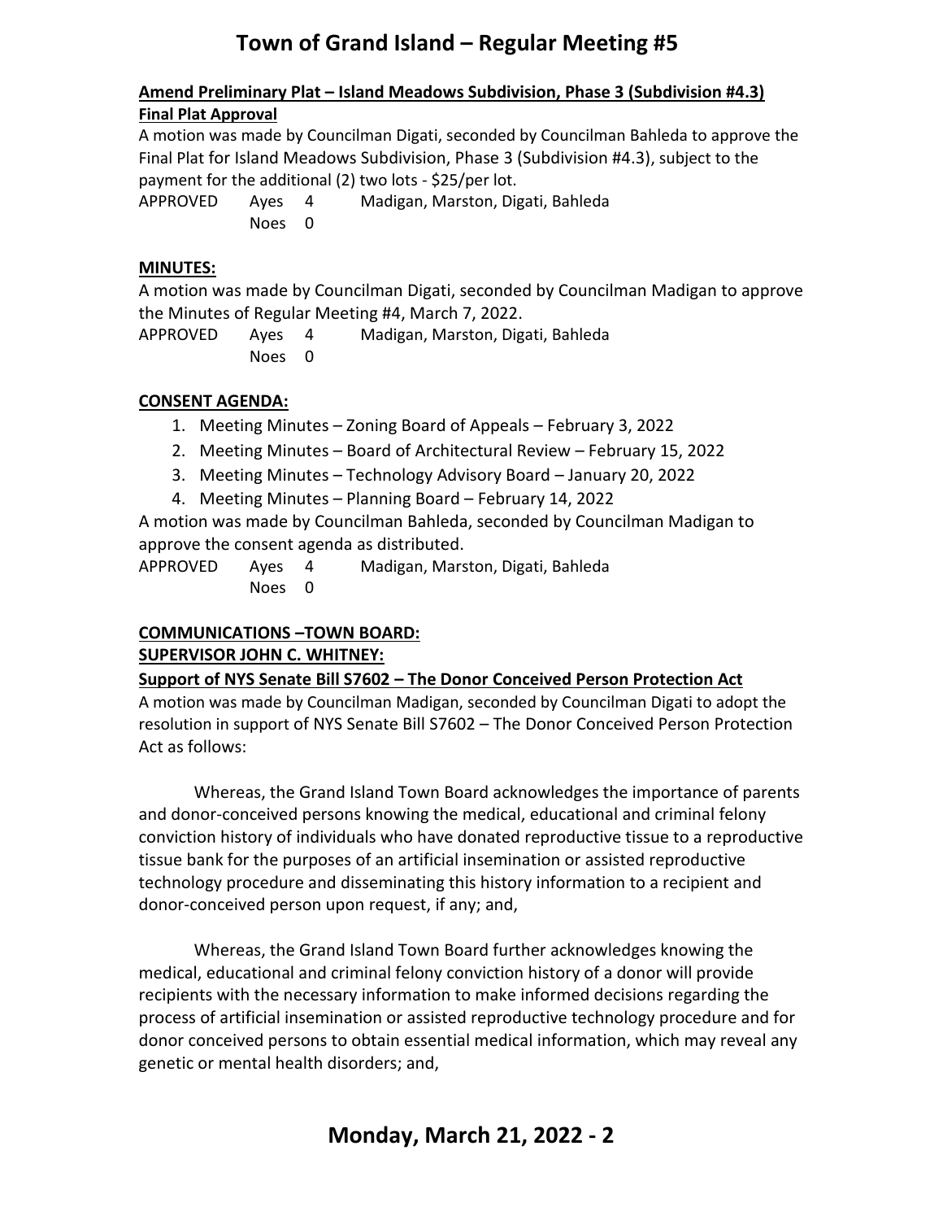**Amend Preliminary Plat – Island Meadows Subdivision, Phase 3 (Subdivision #4.3)**
**Final Plat Approval**

A motion was made by Councilman Digati, seconded by Councilman Bahleda to approve the Final Plat for Island Meadows Subdivision, Phase 3 (Subdivision #4.3), subject to the payment for the additional (2) two lots - $25/per lot.

APPROVED Ayes 4 Madigan, Marston, Digati, Bahleda
Noes 0

**MINUTES:**

A motion was made by Councilman Digati, seconded by Councilman Madigan to approve the Minutes of Regular Meeting #4, March 7, 2022.

APPROVED Ayes 4 Madigan, Marston, Digati, Bahleda
Noes 0

**CONSENT AGENDA:**

1. Meeting Minutes – Zoning Board of Appeals – February 3, 2022
2. Meeting Minutes – Board of Architectural Review – February 15, 2022
3. Meeting Minutes – Technology Advisory Board – January 20, 2022
4. Meeting Minutes – Planning Board – February 14, 2022

A motion was made by Councilman Bahleda, seconded by Councilman Madigan to approve the consent agenda as distributed.

APPROVED Ayes 4 Madigan, Marston, Digati, Bahleda
Noes 0

**COMMUNICATIONS –TOWN BOARD:**
**SUPERVISOR JOHN C. WHITNEY:**
**Support of NYS Senate Bill S7602 – The Donor Conceived Person Protection Act**

A motion was made by Councilman Madigan, seconded by Councilman Digati to adopt the resolution in support of NYS Senate Bill S7602 – The Donor Conceived Person Protection Act as follows:

Whereas, the Grand Island Town Board acknowledges the importance of parents and donor-conceived persons knowing the medical, educational and criminal felony conviction history of individuals who have donated reproductive tissue to a reproductive tissue bank for the purposes of an artificial insemination or assisted reproductive technology procedure and disseminating this history information to a recipient and donor-conceived person upon request, if any; and,

Whereas, the Grand Island Town Board further acknowledges knowing the medical, educational and criminal felony conviction history of a donor will provide recipients with the necessary information to make informed decisions regarding the process of artificial insemination or assisted reproductive technology procedure and for donor conceived persons to obtain essential medical information, which may reveal any genetic or mental health disorders; and,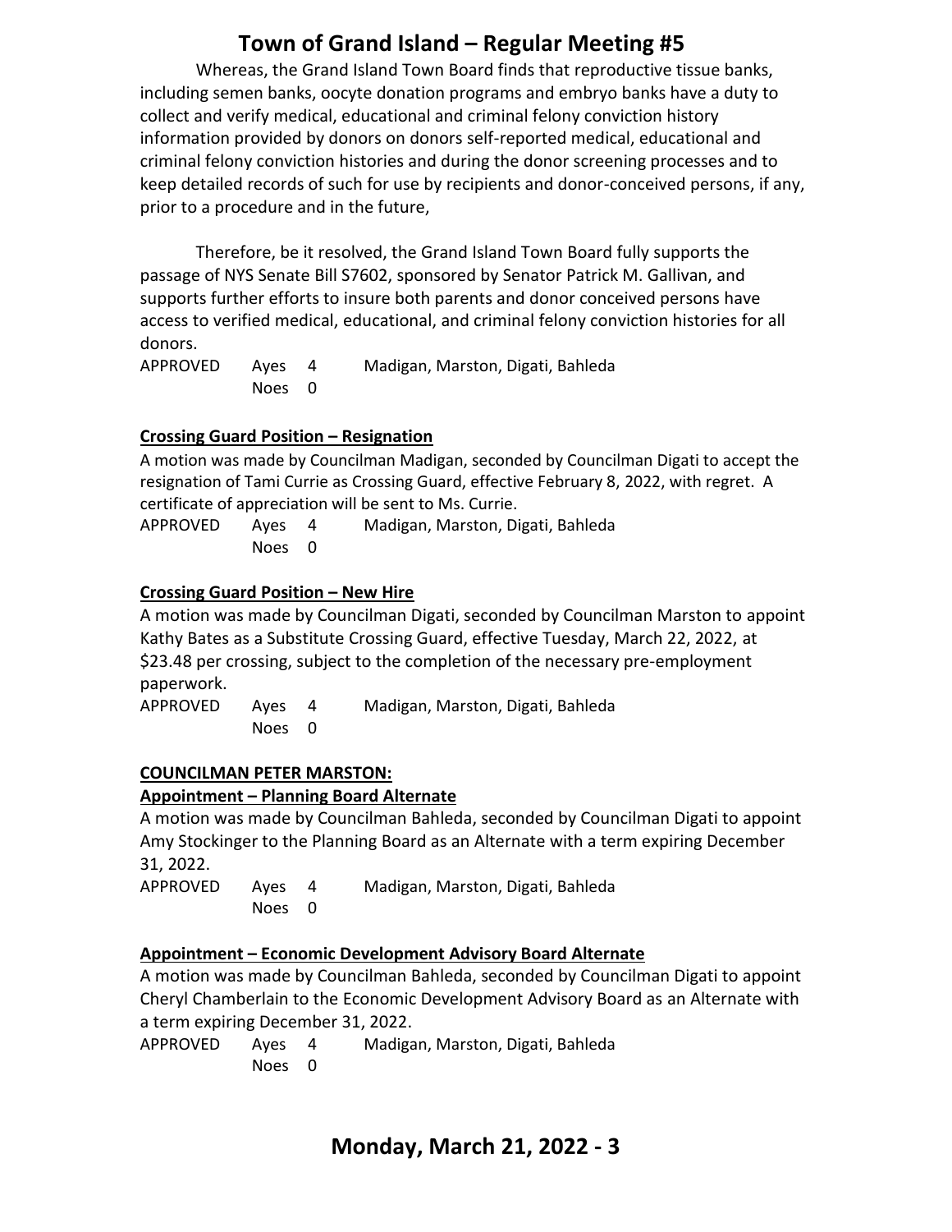Whereas, the Grand Island Town Board finds that reproductive tissue banks, including semen banks, oocyte donation programs and embryo banks have a duty to collect and verify medical, educational and criminal felony conviction history information provided by donors on donors self-reported medical, educational and criminal felony conviction histories and during the donor screening processes and to keep detailed records of such for use by recipients and donor-conceived persons, if any, prior to a procedure and in the future,

Therefore, be it resolved, the Grand Island Town Board fully supports the passage of NYS Senate Bill S7602, sponsored by Senator Patrick M. Gallivan, and supports further efforts to insure both parents and donor conceived persons have access to verified medical, educational, and criminal felony conviction histories for all donors.

APPROVED Ayes 4 Madigan, Marston, Digati, Bahleda
Noes 0

**Crossing Guard Position – Resignation**

A motion was made by Councilman Madigan, seconded by Councilman Digati to accept the resignation of Tami Currie as Crossing Guard, effective February 8, 2022, with regret. A certificate of appreciation will be sent to Ms. Currie.

APPROVED Ayes 4 Madigan, Marston, Digati, Bahleda
Noes 0

**Crossing Guard Position – New Hire**

A motion was made by Councilman Digati, seconded by Councilman Marston to appoint Kathy Bates as a Substitute Crossing Guard, effective Tuesday, March 22, 2022, at $23.48 per crossing, subject to the completion of the necessary pre-employment paperwork.

APPROVED Ayes 4 Madigan, Marston, Digati, Bahleda
Noes 0

**COUNCILMAN PETER MARSTON:**

**Appointment – Planning Board Alternate**

A motion was made by Councilman Bahleda, seconded by Councilman Digati to appoint Amy Stockinger to the Planning Board as an Alternate with a term expiring December 31, 2022.

APPROVED Ayes 4 Madigan, Marston, Digati, Bahleda
Noes 0

**Appointment – Economic Development Advisory Board Alternate**

A motion was made by Councilman Bahleda, seconded by Councilman Digati to appoint Cheryl Chamberlain to the Economic Development Advisory Board as an Alternate with a term expiring December 31, 2022.

APPROVED Ayes 4 Madigan, Marston, Digati, Bahleda
Noes 0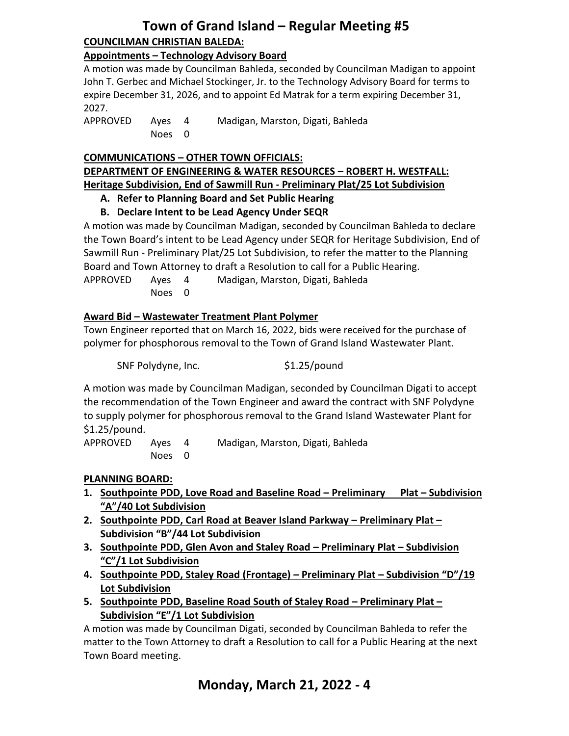**COUNCILMAN CHRISTIAN BALEDA:**

**Appointments – Technology Advisory Board**

A motion was made by Councilman Bahleda, seconded by Councilman Madigan to appoint John T. Gerbec and Michael Stockinger, Jr. to the Technology Advisory Board for terms to expire December 31, 2026, and to appoint Ed Matrak for a term expiring December 31, 2027.

APPROVED  Ayes 4  Madigan, Marston, Digati, Bahleda
Noes 0

**COMMUNICATIONS – OTHER TOWN OFFICIALS:**

**DEPARTMENT OF ENGINEERING & WATER RESOURCES – ROBERT H. WESTFALL:**

**Heritage Subdivision, End of Sawmill Run - Preliminary Plat/25 Lot Subdivision**

**A. Refer to Planning Board and Set Public Hearing**

**B. Declare Intent to be Lead Agency Under SEQR**

A motion was made by Councilman Madigan, seconded by Councilman Bahleda to declare the Town Board's intent to be Lead Agency under SEQR for Heritage Subdivision, End of Sawmill Run - Preliminary Plat/25 Lot Subdivision, to refer the matter to the Planning Board and Town Attorney to draft a Resolution to call for a Public Hearing.

APPROVED  Ayes 4  Madigan, Marston, Digati, Bahleda
Noes 0

**Award Bid – Wastewater Treatment Plant Polymer**

Town Engineer reported that on March 16, 2022, bids were received for the purchase of polymer for phosphorous removal to the Town of Grand Island Wastewater Plant.

SNF Polydyne, Inc.  $1.25/pound

A motion was made by Councilman Madigan, seconded by Councilman Digati to accept the recommendation of the Town Engineer and award the contract with SNF Polydyne to supply polymer for phosphorous removal to the Grand Island Wastewater Plant for $1.25/pound.

APPROVED  Ayes 4  Madigan, Marston, Digati, Bahleda
Noes 0

**PLANNING BOARD:**

1. **Southpointe PDD, Love Road and Baseline Road – Preliminary Plat – Subdivision "A"/40 Lot Subdivision**
2. **Southpointe PDD, Carl Road at Beaver Island Parkway – Preliminary Plat – Subdivision "B"/44 Lot Subdivision**
3. **Southpointe PDD, Glen Avon and Staley Road – Preliminary Plat – Subdivision "C"/1 Lot Subdivision**
4. **Southpointe PDD, Staley Road (Frontage) – Preliminary Plat – Subdivision "D"/19 Lot Subdivision**
5. **Southpointe PDD, Baseline Road South of Staley Road – Preliminary Plat – Subdivision "E"/1 Lot Subdivision**

A motion was made by Councilman Digati, seconded by Councilman Bahleda to refer the matter to the Town Attorney to draft a Resolution to call for a Public Hearing at the next Town Board meeting.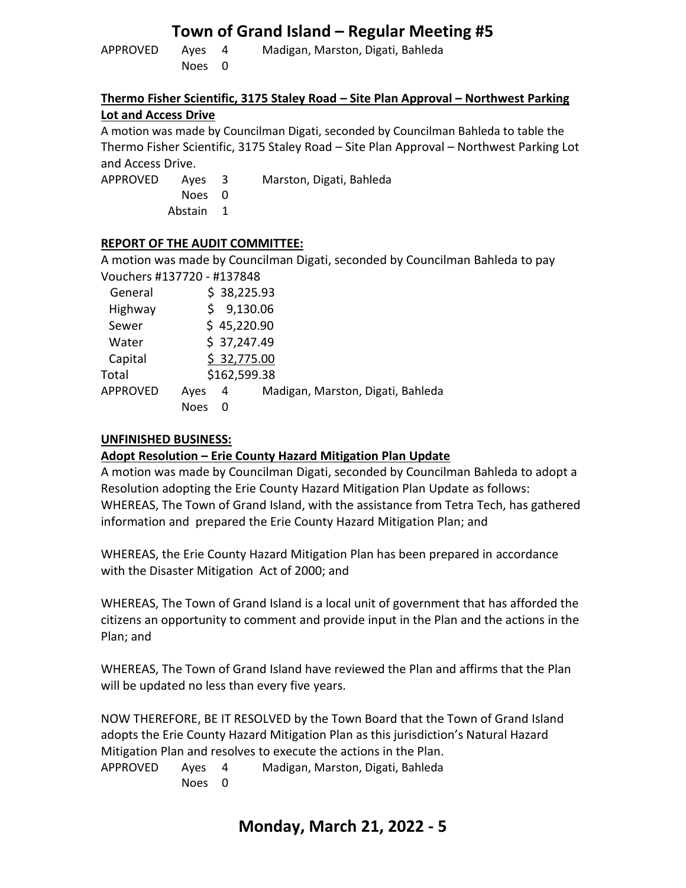APPROVED Ayes 4 Madigan, Marston, Digati, Bahleda
Noes 0

**Thermo Fisher Scientific, 3175 Staley Road – Site Plan Approval – Northwest Parking Lot and Access Drive**

A motion was made by Councilman Digati, seconded by Councilman Bahleda to table the Thermo Fisher Scientific, 3175 Staley Road – Site Plan Approval – Northwest Parking Lot and Access Drive.

APPROVED Ayes 3 Marston, Digati, Bahleda
Noes 0
Abstain 1

**REPORT OF THE AUDIT COMMITTEE:**

A motion was made by Councilman Digati, seconded by Councilman Bahleda to pay Vouchers #137720 - #137848

| | |
|---|---|
| General | $ 38,225.93 |
| Highway | $ 9,130.06 |
| Sewer | $ 45,220.90 |
| Water | $ 37,247.49 |
| Capital | $ 32,775.00 |
| Total | $162,599.38 |

APPROVED Ayes 4 Madigan, Marston, Digati, Bahleda
Noes 0

**UNFINISHED BUSINESS:**

**Adopt Resolution – Erie County Hazard Mitigation Plan Update**

A motion was made by Councilman Digati, seconded by Councilman Bahleda to adopt a Resolution adopting the Erie County Hazard Mitigation Plan Update as follows:
WHEREAS, The Town of Grand Island, with the assistance from Tetra Tech, has gathered information and prepared the Erie County Hazard Mitigation Plan; and

WHEREAS, the Erie County Hazard Mitigation Plan has been prepared in accordance with the Disaster Mitigation Act of 2000; and

WHEREAS, The Town of Grand Island is a local unit of government that has afforded the citizens an opportunity to comment and provide input in the Plan and the actions in the Plan; and

WHEREAS, The Town of Grand Island have reviewed the Plan and affirms that the Plan will be updated no less than every five years.

NOW THEREFORE, BE IT RESOLVED by the Town Board that the Town of Grand Island adopts the Erie County Hazard Mitigation Plan as this jurisdiction's Natural Hazard Mitigation Plan and resolves to execute the actions in the Plan.

APPROVED Ayes 4 Madigan, Marston, Digati, Bahleda
Noes 0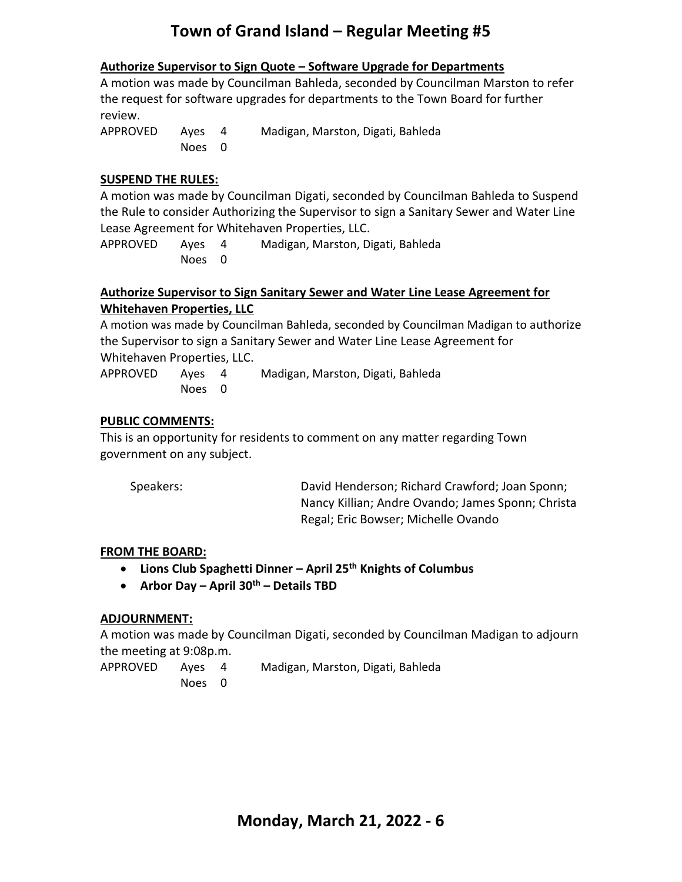**Authorize Supervisor to Sign Quote – Software Upgrade for Departments**

A motion was made by Councilman Bahleda, seconded by Councilman Marston to refer the request for software upgrades for departments to the Town Board for further review.

APPROVED Ayes 4 Madigan, Marston, Digati, Bahleda
Noes 0

**SUSPEND THE RULES:**

A motion was made by Councilman Digati, seconded by Councilman Bahleda to Suspend the Rule to consider Authorizing the Supervisor to sign a Sanitary Sewer and Water Line Lease Agreement for Whitehaven Properties, LLC.

APPROVED Ayes 4 Madigan, Marston, Digati, Bahleda
Noes 0

**Authorize Supervisor to Sign Sanitary Sewer and Water Line Lease Agreement for Whitehaven Properties, LLC**

A motion was made by Councilman Bahleda, seconded by Councilman Madigan to authorize the Supervisor to sign a Sanitary Sewer and Water Line Lease Agreement for Whitehaven Properties, LLC.

APPROVED Ayes 4 Madigan, Marston, Digati, Bahleda
Noes 0

**PUBLIC COMMENTS:**

This is an opportunity for residents to comment on any matter regarding Town government on any subject.

Speakers: David Henderson; Richard Crawford; Joan Sponn; Nancy Killian; Andre Ovando; James Sponn; Christa Regal; Eric Bowser; Michelle Ovando

**FROM THE BOARD:**

- **Lions Club Spaghetti Dinner – April 25th Knights of Columbus**
- **Arbor Day – April 30th – Details TBD**

**ADJOURNMENT:**

A motion was made by Councilman Digati, seconded by Councilman Madigan to adjourn the meeting at 9:08p.m.

APPROVED Ayes 4 Madigan, Marston, Digati, Bahleda
Noes 0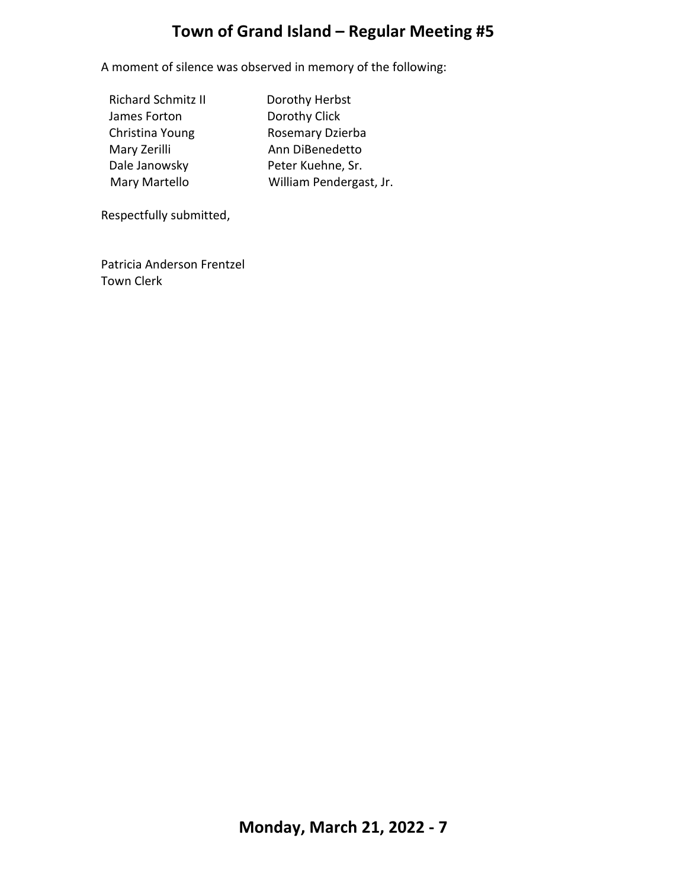A moment of silence was observed in memory of the following:

| | |
|---|---|
| Richard Schmitz II | Dorothy Herbst |
| James Forton | Dorothy Click |
| Christina Young | Rosemary Dzierba |
| Mary Zerilli | Ann DiBenedetto |
| Dale Janowsky | Peter Kuehne, Sr. |
| Mary Martello | William Pendergast, Jr. |

Respectfully submitted,

Patricia Anderson Frentzel
Town Clerk